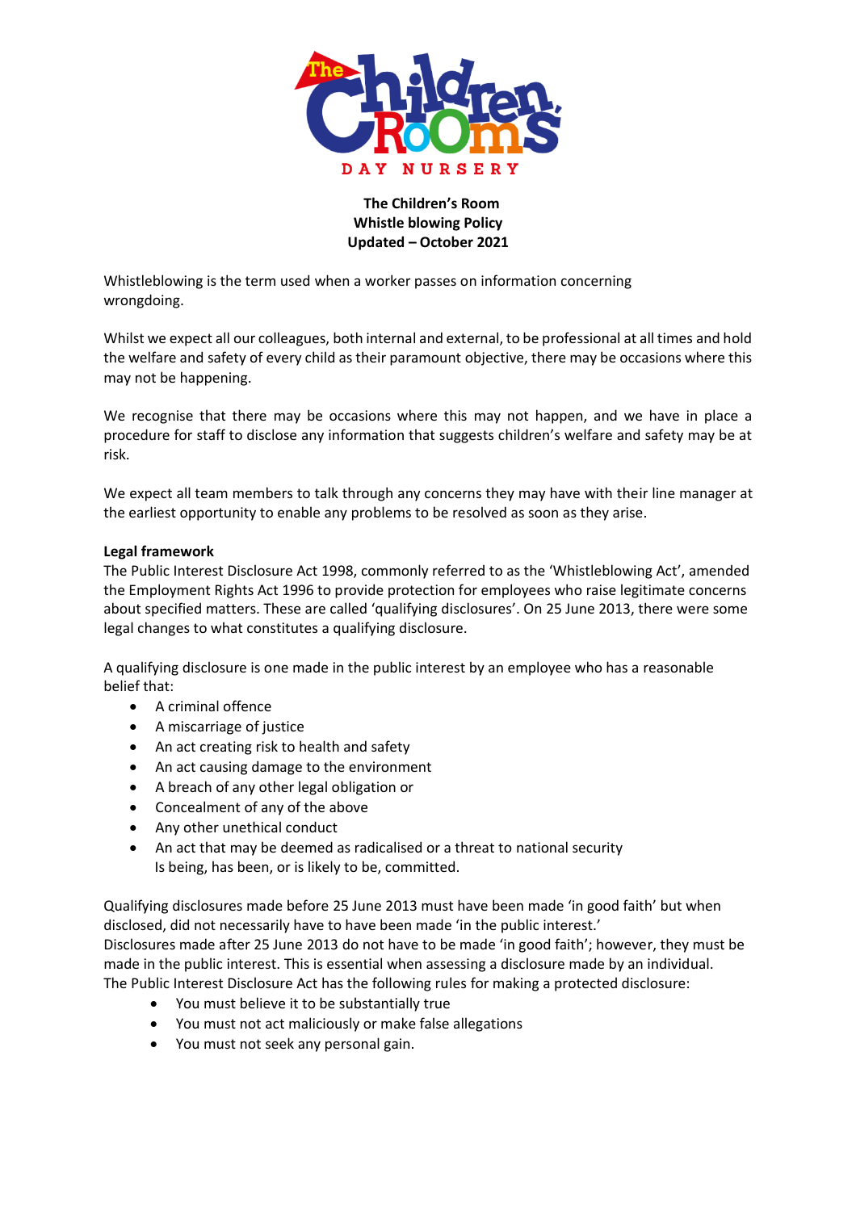**The Children's Room**
**Whistle blowing Policy**
**Updated – October 2021**

Whistleblowing is the term used when a worker passes on information concerning wrongdoing.

Whilst we expect all our colleagues, both internal and external, to be professional at all times and hold the welfare and safety of every child as their paramount objective, there may be occasions where this may not be happening.

We recognise that there may be occasions where this may not happen, and we have in place a procedure for staff to disclose any information that suggests children's welfare and safety may be at risk.

We expect all team members to talk through any concerns they may have with their line manager at the earliest opportunity to enable any problems to be resolved as soon as they arise.

**Legal framework**

The Public Interest Disclosure Act 1998, commonly referred to as the 'Whistleblowing Act', amended the Employment Rights Act 1996 to provide protection for employees who raise legitimate concerns about specified matters. These are called 'qualifying disclosures'. On 25 June 2013, there were some legal changes to what constitutes a qualifying disclosure.

A qualifying disclosure is one made in the public interest by an employee who has a reasonable belief that:

- A criminal offence
- A miscarriage of justice
- An act creating risk to health and safety
- An act causing damage to the environment
- A breach of any other legal obligation or
- Concealment of any of the above
- Any other unethical conduct
- An act that may be deemed as radicalised or a threat to national security
  Is being, has been, or is likely to be, committed.

Qualifying disclosures made before 25 June 2013 must have been made 'in good faith' but when disclosed, did not necessarily have to have been made 'in the public interest.'
Disclosures made after 25 June 2013 do not have to be made 'in good faith'; however, they must be made in the public interest. This is essential when assessing a disclosure made by an individual.
The Public Interest Disclosure Act has the following rules for making a protected disclosure:

- You must believe it to be substantially true
- You must not act maliciously or make false allegations
- You must not seek any personal gain.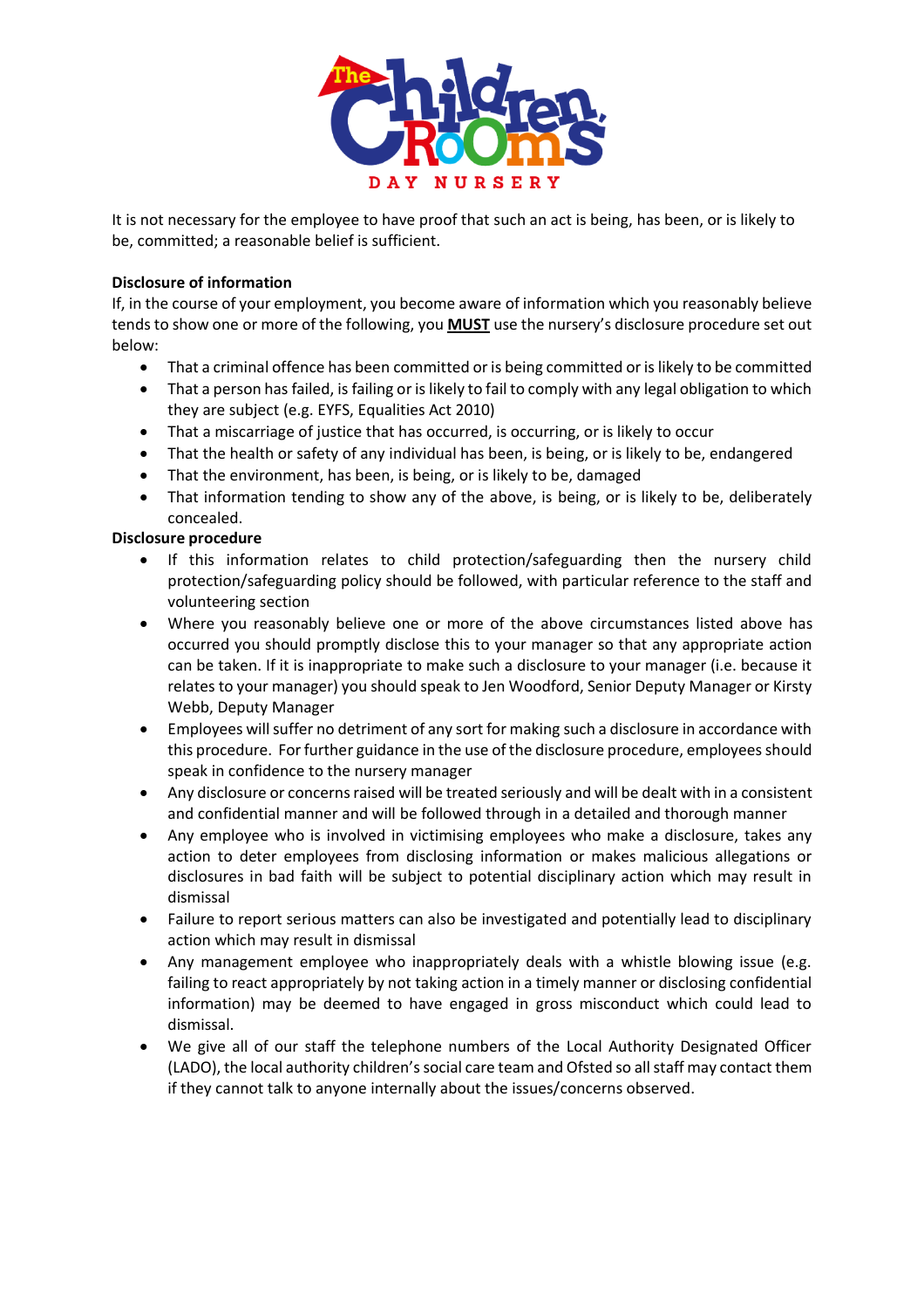It is not necessary for the employee to have proof that such an act is being, has been, or is likely to be, committed; a reasonable belief is sufficient.

**Disclosure of information**

If, in the course of your employment, you become aware of information which you reasonably believe tends to show one or more of the following, you **MUST** use the nursery's disclosure procedure set out below:

- That a criminal offence has been committed or is being committed or is likely to be committed
- That a person has failed, is failing or is likely to fail to comply with any legal obligation to which they are subject (e.g. EYFS, Equalities Act 2010)
- That a miscarriage of justice that has occurred, is occurring, or is likely to occur
- That the health or safety of any individual has been, is being, or is likely to be, endangered
- That the environment, has been, is being, or is likely to be, damaged
- That information tending to show any of the above, is being, or is likely to be, deliberately concealed.

**Disclosure procedure**

- If this information relates to child protection/safeguarding then the nursery child protection/safeguarding policy should be followed, with particular reference to the staff and volunteering section
- Where you reasonably believe one or more of the above circumstances listed above has occurred you should promptly disclose this to your manager so that any appropriate action can be taken. If it is inappropriate to make such a disclosure to your manager (i.e. because it relates to your manager) you should speak to Jen Woodford, Senior Deputy Manager or Kirsty Webb, Deputy Manager
- Employees will suffer no detriment of any sort for making such a disclosure in accordance with this procedure. For further guidance in the use of the disclosure procedure, employees should speak in confidence to the nursery manager
- Any disclosure or concerns raised will be treated seriously and will be dealt with in a consistent and confidential manner and will be followed through in a detailed and thorough manner
- Any employee who is involved in victimising employees who make a disclosure, takes any action to deter employees from disclosing information or makes malicious allegations or disclosures in bad faith will be subject to potential disciplinary action which may result in dismissal
- Failure to report serious matters can also be investigated and potentially lead to disciplinary action which may result in dismissal
- Any management employee who inappropriately deals with a whistle blowing issue (e.g. failing to react appropriately by not taking action in a timely manner or disclosing confidential information) may be deemed to have engaged in gross misconduct which could lead to dismissal.
- We give all of our staff the telephone numbers of the Local Authority Designated Officer (LADO), the local authority children's social care team and Ofsted so all staff may contact them if they cannot talk to anyone internally about the issues/concerns observed.